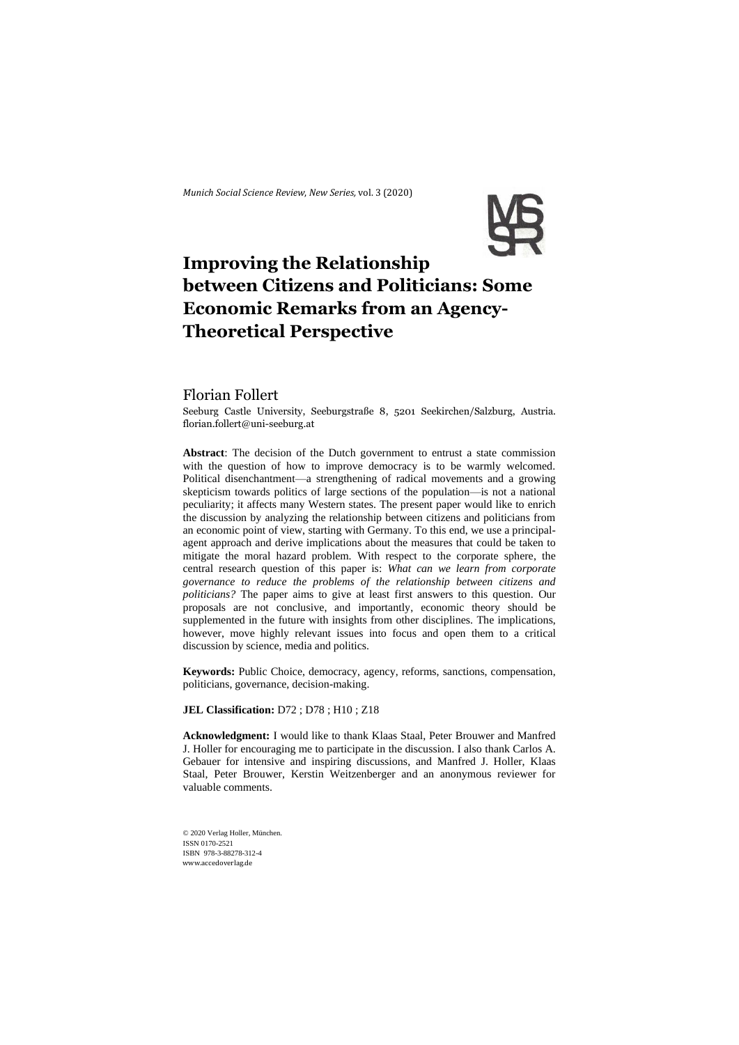# Improving the Relationship between Citizens and Politicians: Some Economic Remarks from an Agency-Theoretical Perspective

Florian Follert

Seeburg Castle University, Seeburgstraße 8, 5201 Seekirchen/Salzburg, Austria. florian.follert@uni-seeburg.at

**Abstract**: The decision of the Dutch government to entrust a state commission with the question of how to improve democracy is to be warmly welcomed. Political disenchantment—a strengthening of radical movements and a growing skepticism towards politics of large sections of the population—is not a national peculiarity; it affects many Western states. The present paper would like to enrich the discussion by analyzing the relationship between citizens and politicians from an economic point of view, starting with Germany. To this end, we use a principal-agent approach and derive implications about the measures that could be taken to mitigate the moral hazard problem. With respect to the corporate sphere, the central research question of this paper is: *What can we learn from corporate governance to reduce the problems of the relationship between citizens and politicians?* The paper aims to give at least first answers to this question. Our proposals are not conclusive, and importantly, economic theory should be supplemented in the future with insights from other disciplines. The implications, however, move highly relevant issues into focus and open them to a critical discussion by science, media and politics.

**Keywords:** Public Choice, democracy, agency, reforms, sanctions, compensation, politicians, governance, decision-making.

**JEL Classification:** D72 ; D78 ; H10 ; Z18

**Acknowledgment:** I would like to thank Klaas Staal, Peter Brouwer and Manfred J. Holler for encouraging me to participate in the discussion. I also thank Carlos A. Gebauer for intensive and inspiring discussions, and Manfred J. Holler, Klaas Staal, Peter Brouwer, Kerstin Weitzenberger and an anonymous reviewer for valuable comments.

© 2020 Verlag Holler, München.
ISSN 0170-2521
ISBN 978-3-88278-312-4
www.accedoverlag.de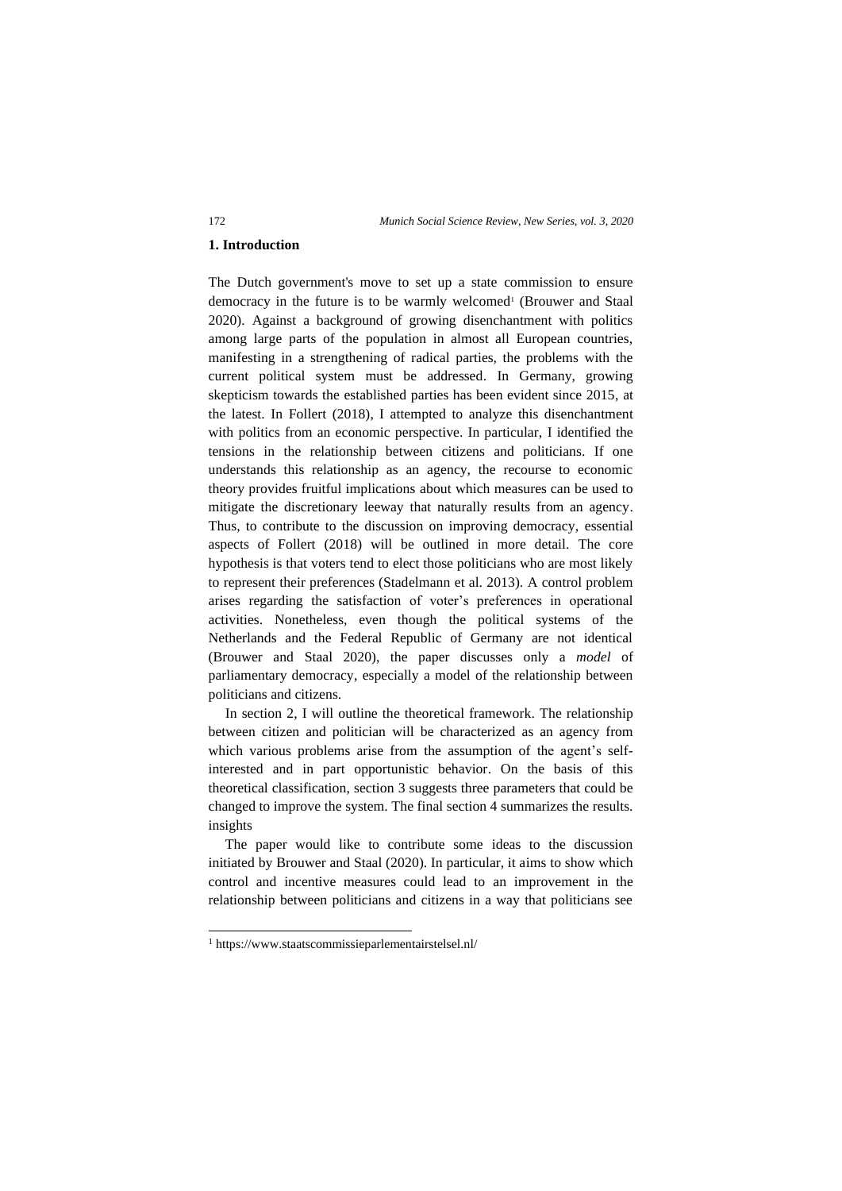## 1. Introduction

The Dutch government's move to set up a state commission to ensure democracy in the future is to be warmly welcomed[1] (Brouwer and Staal 2020). Against a background of growing disenchantment with politics among large parts of the population in almost all European countries, manifesting in a strengthening of radical parties, the problems with the current political system must be addressed. In Germany, growing skepticism towards the established parties has been evident since 2015, at the latest. In Follert (2018), I attempted to analyze this disenchantment with politics from an economic perspective. In particular, I identified the tensions in the relationship between citizens and politicians. If one understands this relationship as an agency, the recourse to economic theory provides fruitful implications about which measures can be used to mitigate the discretionary leeway that naturally results from an agency. Thus, to contribute to the discussion on improving democracy, essential aspects of Follert (2018) will be outlined in more detail. The core hypothesis is that voters tend to elect those politicians who are most likely to represent their preferences (Stadelmann et al. 2013). A control problem arises regarding the satisfaction of voter's preferences in operational activities. Nonetheless, even though the political systems of the Netherlands and the Federal Republic of Germany are not identical (Brouwer and Staal 2020), the paper discusses only a *model* of parliamentary democracy, especially a model of the relationship between politicians and citizens.

In section 2, I will outline the theoretical framework. The relationship between citizen and politician will be characterized as an agency from which various problems arise from the assumption of the agent's self-interested and in part opportunistic behavior. On the basis of this theoretical classification, section 3 suggests three parameters that could be changed to improve the system. The final section 4 summarizes the results. insights

The paper would like to contribute some ideas to the discussion initiated by Brouwer and Staal (2020). In particular, it aims to show which control and incentive measures could lead to an improvement in the relationship between politicians and citizens in a way that politicians see

[1] https://www.staatscommissieparlementairstelsel.nl/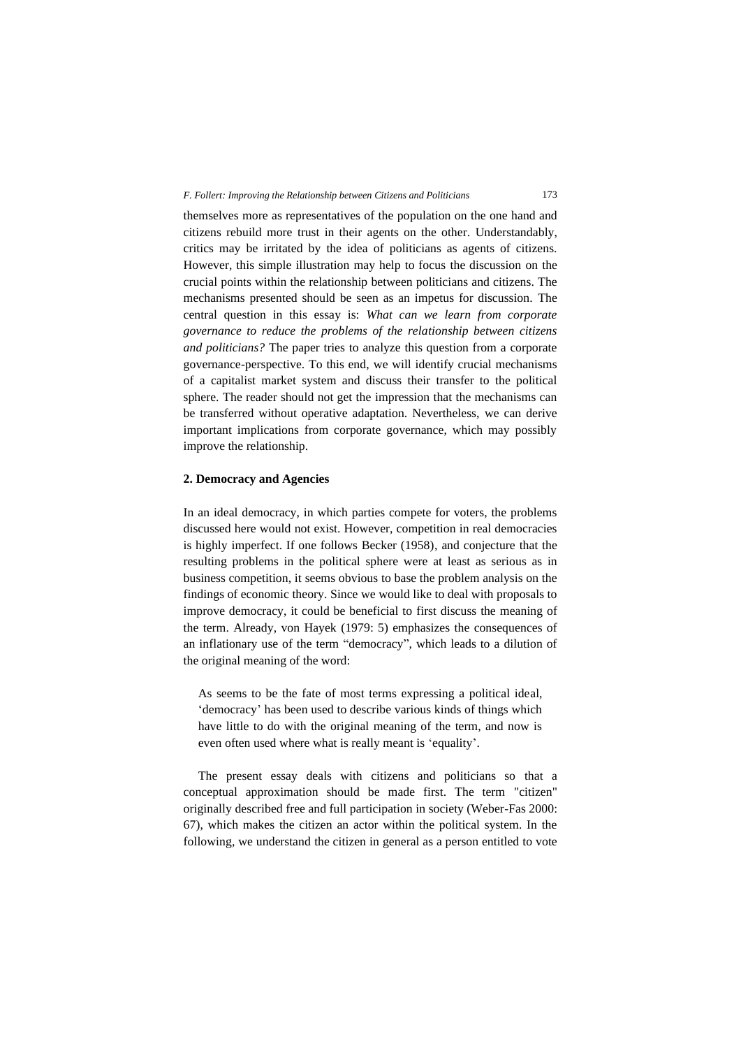themselves more as representatives of the population on the one hand and citizens rebuild more trust in their agents on the other. Understandably, critics may be irritated by the idea of politicians as agents of citizens. However, this simple illustration may help to focus the discussion on the crucial points within the relationship between politicians and citizens. The mechanisms presented should be seen as an impetus for discussion. The central question in this essay is: *What can we learn from corporate governance to reduce the problems of the relationship between citizens and politicians?* The paper tries to analyze this question from a corporate governance-perspective. To this end, we will identify crucial mechanisms of a capitalist market system and discuss their transfer to the political sphere. The reader should not get the impression that the mechanisms can be transferred without operative adaptation. Nevertheless, we can derive important implications from corporate governance, which may possibly improve the relationship.

## 2. Democracy and Agencies

In an ideal democracy, in which parties compete for voters, the problems discussed here would not exist. However, competition in real democracies is highly imperfect. If one follows Becker (1958), and conjecture that the resulting problems in the political sphere were at least as serious as in business competition, it seems obvious to base the problem analysis on the findings of economic theory. Since we would like to deal with proposals to improve democracy, it could be beneficial to first discuss the meaning of the term. Already, von Hayek (1979: 5) emphasizes the consequences of an inflationary use of the term "democracy", which leads to a dilution of the original meaning of the word:

> As seems to be the fate of most terms expressing a political ideal, 'democracy' has been used to describe various kinds of things which have little to do with the original meaning of the term, and now is even often used where what is really meant is 'equality'.

The present essay deals with citizens and politicians so that a conceptual approximation should be made first. The term "citizen" originally described free and full participation in society (Weber-Fas 2000: 67), which makes the citizen an actor within the political system. In the following, we understand the citizen in general as a person entitled to vote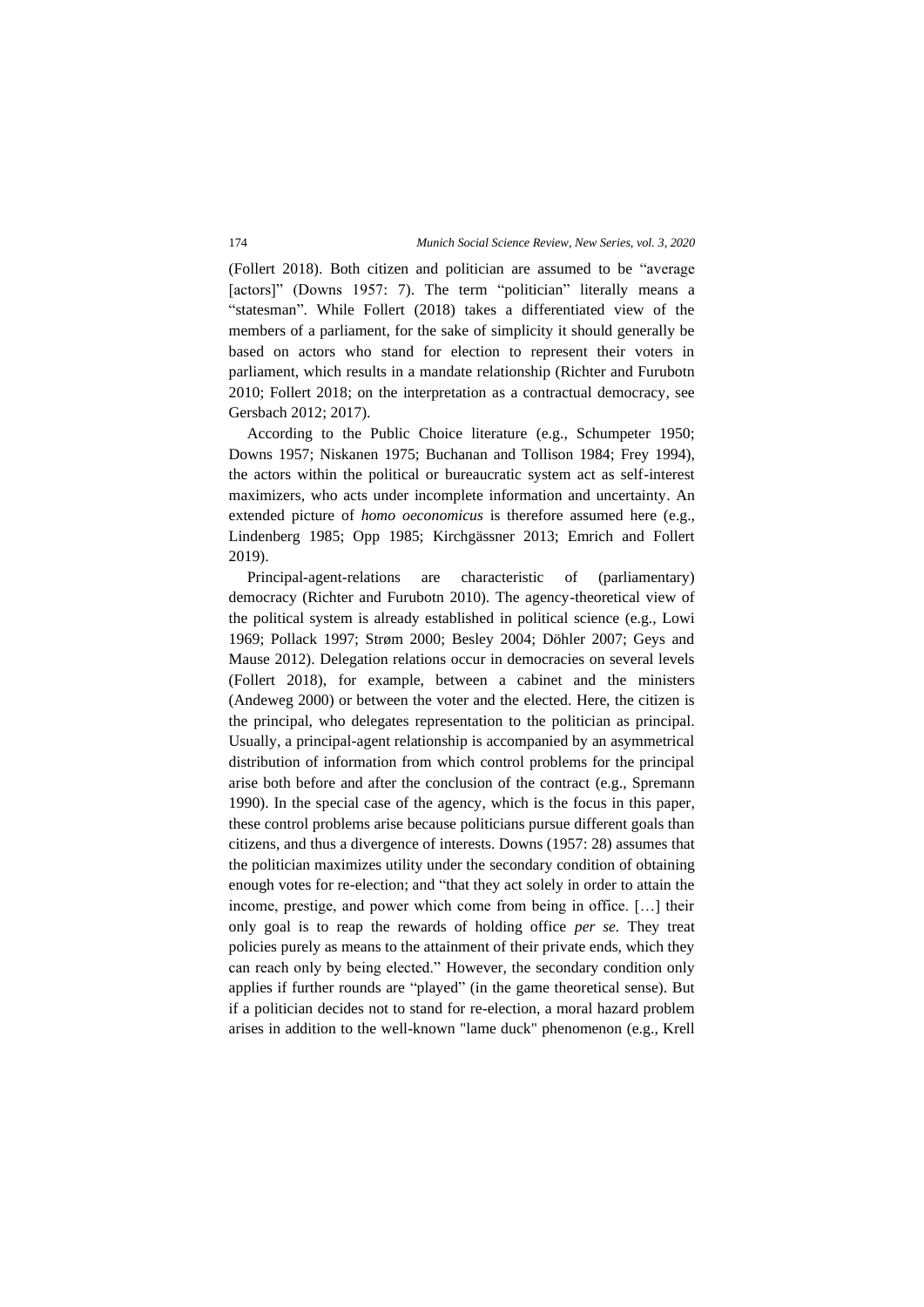(Follert 2018). Both citizen and politician are assumed to be "average [actors]" (Downs 1957: 7). The term "politician" literally means a "statesman". While Follert (2018) takes a differentiated view of the members of a parliament, for the sake of simplicity it should generally be based on actors who stand for election to represent their voters in parliament, which results in a mandate relationship (Richter and Furubotn 2010; Follert 2018; on the interpretation as a contractual democracy, see Gersbach 2012; 2017).

According to the Public Choice literature (e.g., Schumpeter 1950; Downs 1957; Niskanen 1975; Buchanan and Tollison 1984; Frey 1994), the actors within the political or bureaucratic system act as self-interest maximizers, who acts under incomplete information and uncertainty. An extended picture of *homo oeconomicus* is therefore assumed here (e.g., Lindenberg 1985; Opp 1985; Kirchgässner 2013; Emrich and Follert 2019).

Principal-agent-relations are characteristic of (parliamentary) democracy (Richter and Furubotn 2010). The agency-theoretical view of the political system is already established in political science (e.g., Lowi 1969; Pollack 1997; Strøm 2000; Besley 2004; Döhler 2007; Geys and Mause 2012). Delegation relations occur in democracies on several levels (Follert 2018), for example, between a cabinet and the ministers (Andeweg 2000) or between the voter and the elected. Here, the citizen is the principal, who delegates representation to the politician as principal. Usually, a principal-agent relationship is accompanied by an asymmetrical distribution of information from which control problems for the principal arise both before and after the conclusion of the contract (e.g., Spremann 1990). In the special case of the agency, which is the focus in this paper, these control problems arise because politicians pursue different goals than citizens, and thus a divergence of interests. Downs (1957: 28) assumes that the politician maximizes utility under the secondary condition of obtaining enough votes for re-election; and "that they act solely in order to attain the income, prestige, and power which come from being in office. […] their only goal is to reap the rewards of holding office *per se.* They treat policies purely as means to the attainment of their private ends, which they can reach only by being elected." However, the secondary condition only applies if further rounds are "played" (in the game theoretical sense). But if a politician decides not to stand for re-election, a moral hazard problem arises in addition to the well-known "lame duck" phenomenon (e.g., Krell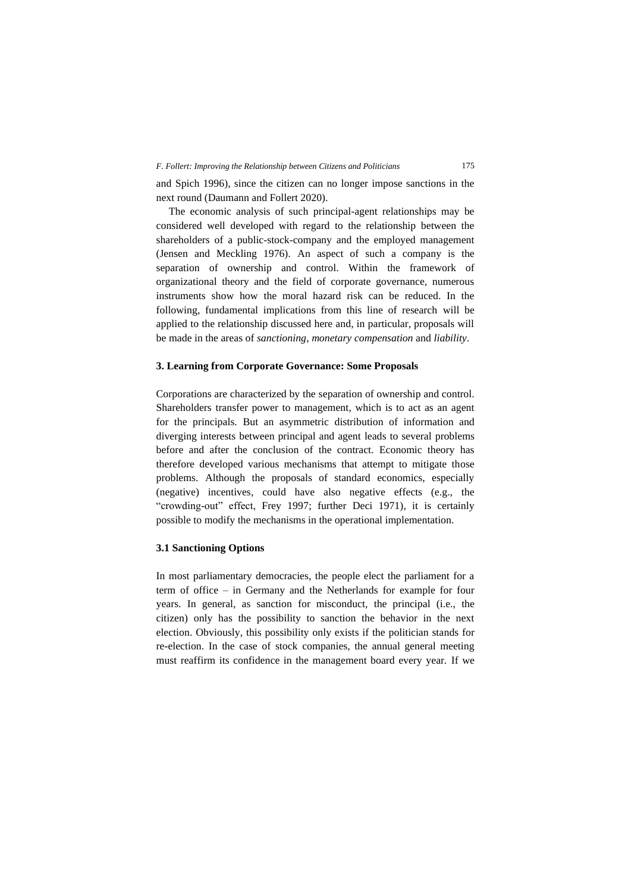and Spich 1996), since the citizen can no longer impose sanctions in the next round (Daumann and Follert 2020).

The economic analysis of such principal-agent relationships may be considered well developed with regard to the relationship between the shareholders of a public-stock-company and the employed management (Jensen and Meckling 1976). An aspect of such a company is the separation of ownership and control. Within the framework of organizational theory and the field of corporate governance, numerous instruments show how the moral hazard risk can be reduced. In the following, fundamental implications from this line of research will be applied to the relationship discussed here and, in particular, proposals will be made in the areas of *sanctioning*, *monetary compensation* and *liability*.

## 3. Learning from Corporate Governance: Some Proposals

Corporations are characterized by the separation of ownership and control. Shareholders transfer power to management, which is to act as an agent for the principals. But an asymmetric distribution of information and diverging interests between principal and agent leads to several problems before and after the conclusion of the contract. Economic theory has therefore developed various mechanisms that attempt to mitigate those problems. Although the proposals of standard economics, especially (negative) incentives, could have also negative effects (e.g., the "crowding-out" effect, Frey 1997; further Deci 1971), it is certainly possible to modify the mechanisms in the operational implementation.

### 3.1 Sanctioning Options

In most parliamentary democracies, the people elect the parliament for a term of office – in Germany and the Netherlands for example for four years. In general, as sanction for misconduct, the principal (i.e., the citizen) only has the possibility to sanction the behavior in the next election. Obviously, this possibility only exists if the politician stands for re-election. In the case of stock companies, the annual general meeting must reaffirm its confidence in the management board every year. If we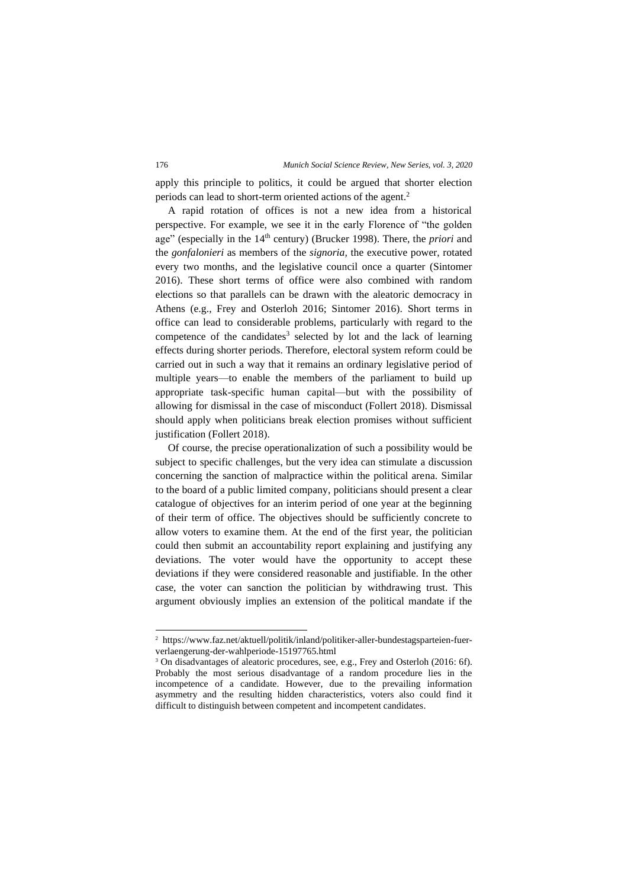apply this principle to politics, it could be argued that shorter election periods can lead to short-term oriented actions of the agent.[2]

A rapid rotation of offices is not a new idea from a historical perspective. For example, we see it in the early Florence of "the golden age" (especially in the 14th century) (Brucker 1998). There, the *priori* and the *gonfalonieri* as members of the *signoria,* the executive power, rotated every two months, and the legislative council once a quarter (Sintomer 2016). These short terms of office were also combined with random elections so that parallels can be drawn with the aleatoric democracy in Athens (e.g., Frey and Osterloh 2016; Sintomer 2016). Short terms in office can lead to considerable problems, particularly with regard to the competence of the candidates[3] selected by lot and the lack of learning effects during shorter periods. Therefore, electoral system reform could be carried out in such a way that it remains an ordinary legislative period of multiple years—to enable the members of the parliament to build up appropriate task-specific human capital—but with the possibility of allowing for dismissal in the case of misconduct (Follert 2018). Dismissal should apply when politicians break election promises without sufficient justification (Follert 2018).

Of course, the precise operationalization of such a possibility would be subject to specific challenges, but the very idea can stimulate a discussion concerning the sanction of malpractice within the political arena. Similar to the board of a public limited company, politicians should present a clear catalogue of objectives for an interim period of one year at the beginning of their term of office. The objectives should be sufficiently concrete to allow voters to examine them. At the end of the first year, the politician could then submit an accountability report explaining and justifying any deviations. The voter would have the opportunity to accept these deviations if they were considered reasonable and justifiable. In the other case, the voter can sanction the politician by withdrawing trust. This argument obviously implies an extension of the political mandate if the

---

[2] https://www.faz.net/aktuell/politik/inland/politiker-aller-bundestagsparteien-fuer-verlaengerung-der-wahlperiode-15197765.html

[3] On disadvantages of aleatoric procedures, see, e.g., Frey and Osterloh (2016: 6f). Probably the most serious disadvantage of a random procedure lies in the incompetence of a candidate. However, due to the prevailing information asymmetry and the resulting hidden characteristics, voters also could find it difficult to distinguish between competent and incompetent candidates.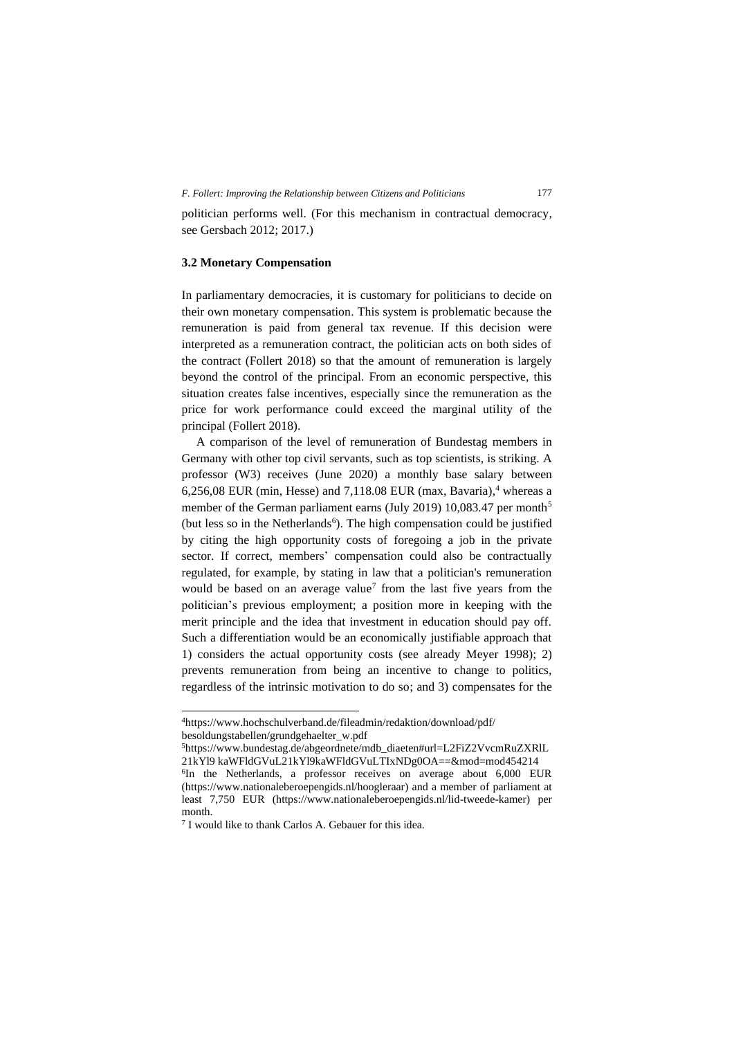politician performs well. (For this mechanism in contractual democracy, see Gersbach 2012; 2017.)

### 3.2 Monetary Compensation

In parliamentary democracies, it is customary for politicians to decide on their own monetary compensation. This system is problematic because the remuneration is paid from general tax revenue. If this decision were interpreted as a remuneration contract, the politician acts on both sides of the contract (Follert 2018) so that the amount of remuneration is largely beyond the control of the principal. From an economic perspective, this situation creates false incentives, especially since the remuneration as the price for work performance could exceed the marginal utility of the principal (Follert 2018).

A comparison of the level of remuneration of Bundestag members in Germany with other top civil servants, such as top scientists, is striking. A professor (W3) receives (June 2020) a monthly base salary between 6,256,08 EUR (min, Hesse) and 7,118.08 EUR (max, Bavaria),[4] whereas a member of the German parliament earns (July 2019) 10,083.47 per month[5] (but less so in the Netherlands[6]). The high compensation could be justified by citing the high opportunity costs of foregoing a job in the private sector. If correct, members' compensation could also be contractually regulated, for example, by stating in law that a politician's remuneration would be based on an average value[7] from the last five years from the politician's previous employment; a position more in keeping with the merit principle and the idea that investment in education should pay off. Such a differentiation would be an economically justifiable approach that 1) considers the actual opportunity costs (see already Meyer 1998); 2) prevents remuneration from being an incentive to change to politics, regardless of the intrinsic motivation to do so; and 3) compensates for the

---

[4] https://www.hochschulverband.de/fileadmin/redaktion/download/pdf/besoldungstabellen/grundgehaelter_w.pdf

[5] https://www.bundestag.de/abgeordnete/mdb_diaeten#url=L2FiZ2VvcmRuZXRlL21kYl9 kaWFldGVuL21kYl9kaWFldGVuLTIxNDg0OA==&mod=mod454214

[6] In the Netherlands, a professor receives on average about 6,000 EUR (https://www.nationaleberoepengids.nl/hoogleraar) and a member of parliament at least 7,750 EUR (https://www.nationaleberoepengids.nl/lid-tweede-kamer) per month.

[7] I would like to thank Carlos A. Gebauer for this idea.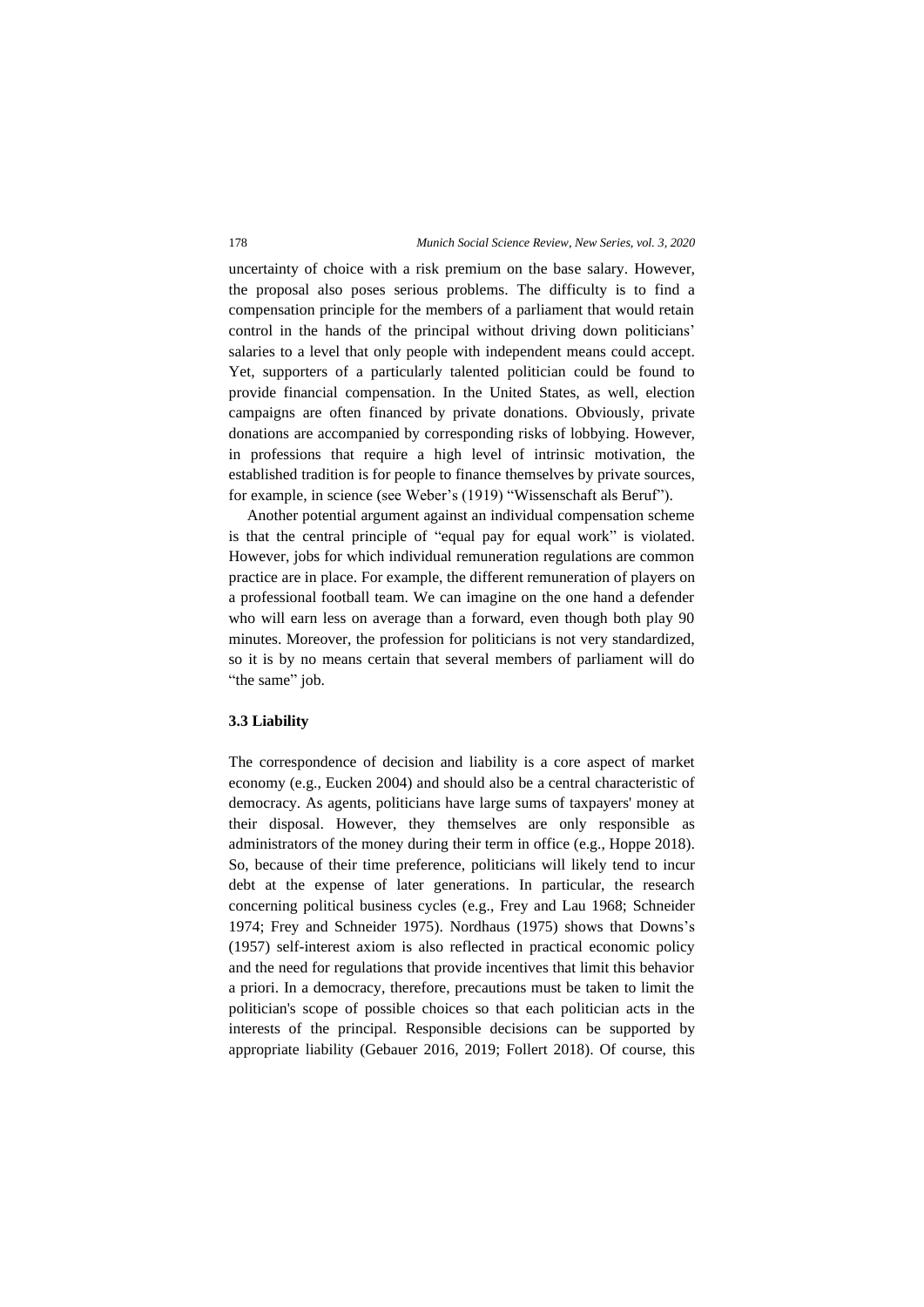uncertainty of choice with a risk premium on the base salary. However, the proposal also poses serious problems. The difficulty is to find a compensation principle for the members of a parliament that would retain control in the hands of the principal without driving down politicians' salaries to a level that only people with independent means could accept. Yet, supporters of a particularly talented politician could be found to provide financial compensation. In the United States, as well, election campaigns are often financed by private donations. Obviously, private donations are accompanied by corresponding risks of lobbying. However, in professions that require a high level of intrinsic motivation, the established tradition is for people to finance themselves by private sources, for example, in science (see Weber's (1919) "Wissenschaft als Beruf").

Another potential argument against an individual compensation scheme is that the central principle of "equal pay for equal work" is violated. However, jobs for which individual remuneration regulations are common practice are in place. For example, the different remuneration of players on a professional football team. We can imagine on the one hand a defender who will earn less on average than a forward, even though both play 90 minutes. Moreover, the profession for politicians is not very standardized, so it is by no means certain that several members of parliament will do "the same" job.

### 3.3 Liability

The correspondence of decision and liability is a core aspect of market economy (e.g., Eucken 2004) and should also be a central characteristic of democracy. As agents, politicians have large sums of taxpayers' money at their disposal. However, they themselves are only responsible as administrators of the money during their term in office (e.g., Hoppe 2018). So, because of their time preference, politicians will likely tend to incur debt at the expense of later generations. In particular, the research concerning political business cycles (e.g., Frey and Lau 1968; Schneider 1974; Frey and Schneider 1975). Nordhaus (1975) shows that Downs's (1957) self-interest axiom is also reflected in practical economic policy and the need for regulations that provide incentives that limit this behavior a priori. In a democracy, therefore, precautions must be taken to limit the politician's scope of possible choices so that each politician acts in the interests of the principal. Responsible decisions can be supported by appropriate liability (Gebauer 2016, 2019; Follert 2018). Of course, this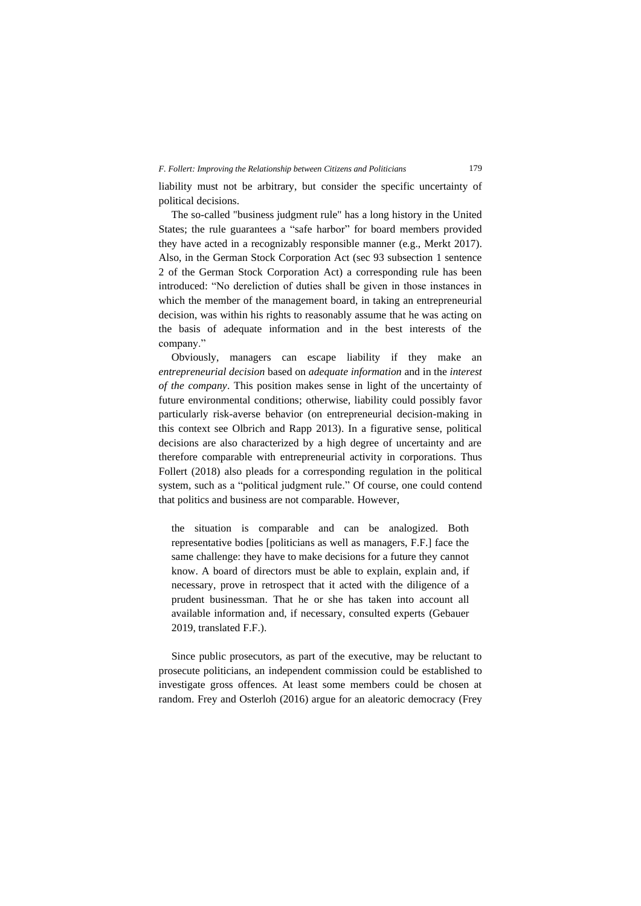liability must not be arbitrary, but consider the specific uncertainty of political decisions.

The so-called "business judgment rule" has a long history in the United States; the rule guarantees a “safe harbor” for board members provided they have acted in a recognizably responsible manner (e.g., Merkt 2017). Also, in the German Stock Corporation Act (sec 93 subsection 1 sentence 2 of the German Stock Corporation Act) a corresponding rule has been introduced: “No dereliction of duties shall be given in those instances in which the member of the management board, in taking an entrepreneurial decision, was within his rights to reasonably assume that he was acting on the basis of adequate information and in the best interests of the company.”

Obviously, managers can escape liability if they make an *entrepreneurial decision* based on *adequate information* and in the *interest of the company*. This position makes sense in light of the uncertainty of future environmental conditions; otherwise, liability could possibly favor particularly risk-averse behavior (on entrepreneurial decision-making in this context see Olbrich and Rapp 2013). In a figurative sense, political decisions are also characterized by a high degree of uncertainty and are therefore comparable with entrepreneurial activity in corporations. Thus Follert (2018) also pleads for a corresponding regulation in the political system, such as a “political judgment rule.” Of course, one could contend that politics and business are not comparable. However,

> the situation is comparable and can be analogized. Both representative bodies [politicians as well as managers, F.F.] face the same challenge: they have to make decisions for a future they cannot know. A board of directors must be able to explain, explain and, if necessary, prove in retrospect that it acted with the diligence of a prudent businessman. That he or she has taken into account all available information and, if necessary, consulted experts (Gebauer 2019, translated F.F.).

Since public prosecutors, as part of the executive, may be reluctant to prosecute politicians, an independent commission could be established to investigate gross offences. At least some members could be chosen at random. Frey and Osterloh (2016) argue for an aleatoric democracy (Frey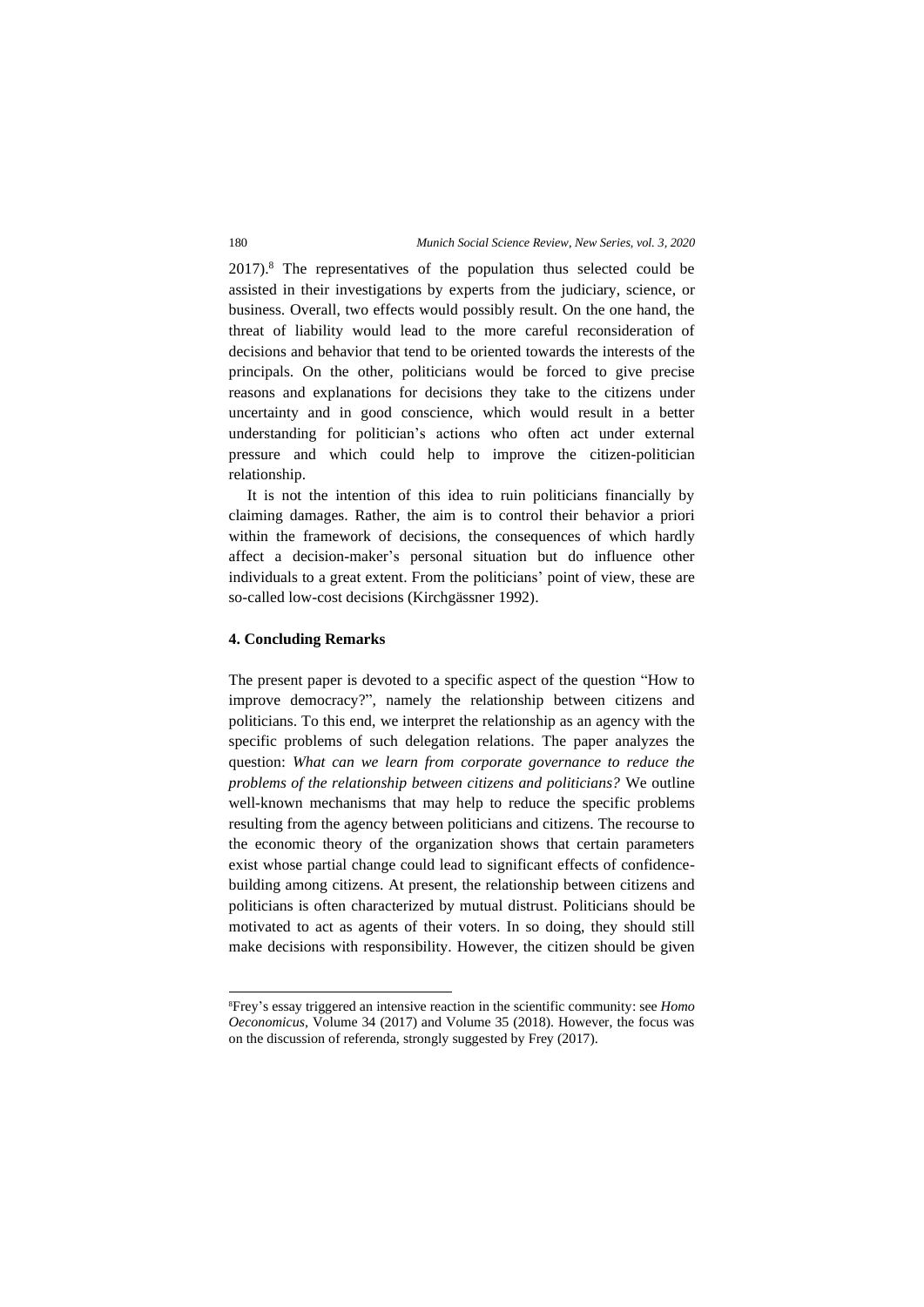2017).[8] The representatives of the population thus selected could be assisted in their investigations by experts from the judiciary, science, or business. Overall, two effects would possibly result. On the one hand, the threat of liability would lead to the more careful reconsideration of decisions and behavior that tend to be oriented towards the interests of the principals. On the other, politicians would be forced to give precise reasons and explanations for decisions they take to the citizens under uncertainty and in good conscience, which would result in a better understanding for politician's actions who often act under external pressure and which could help to improve the citizen-politician relationship.

It is not the intention of this idea to ruin politicians financially by claiming damages. Rather, the aim is to control their behavior a priori within the framework of decisions, the consequences of which hardly affect a decision-maker's personal situation but do influence other individuals to a great extent. From the politicians' point of view, these are so-called low-cost decisions (Kirchgässner 1992).

## 4. Concluding Remarks

The present paper is devoted to a specific aspect of the question "How to improve democracy?", namely the relationship between citizens and politicians. To this end, we interpret the relationship as an agency with the specific problems of such delegation relations. The paper analyzes the question: *What can we learn from corporate governance to reduce the problems of the relationship between citizens and politicians?* We outline well-known mechanisms that may help to reduce the specific problems resulting from the agency between politicians and citizens. The recourse to the economic theory of the organization shows that certain parameters exist whose partial change could lead to significant effects of confidence-building among citizens. At present, the relationship between citizens and politicians is often characterized by mutual distrust. Politicians should be motivated to act as agents of their voters. In so doing, they should still make decisions with responsibility. However, the citizen should be given

[8] Frey's essay triggered an intensive reaction in the scientific community: see *Homo Oeconomicus*, Volume 34 (2017) and Volume 35 (2018). However, the focus was on the discussion of referenda, strongly suggested by Frey (2017).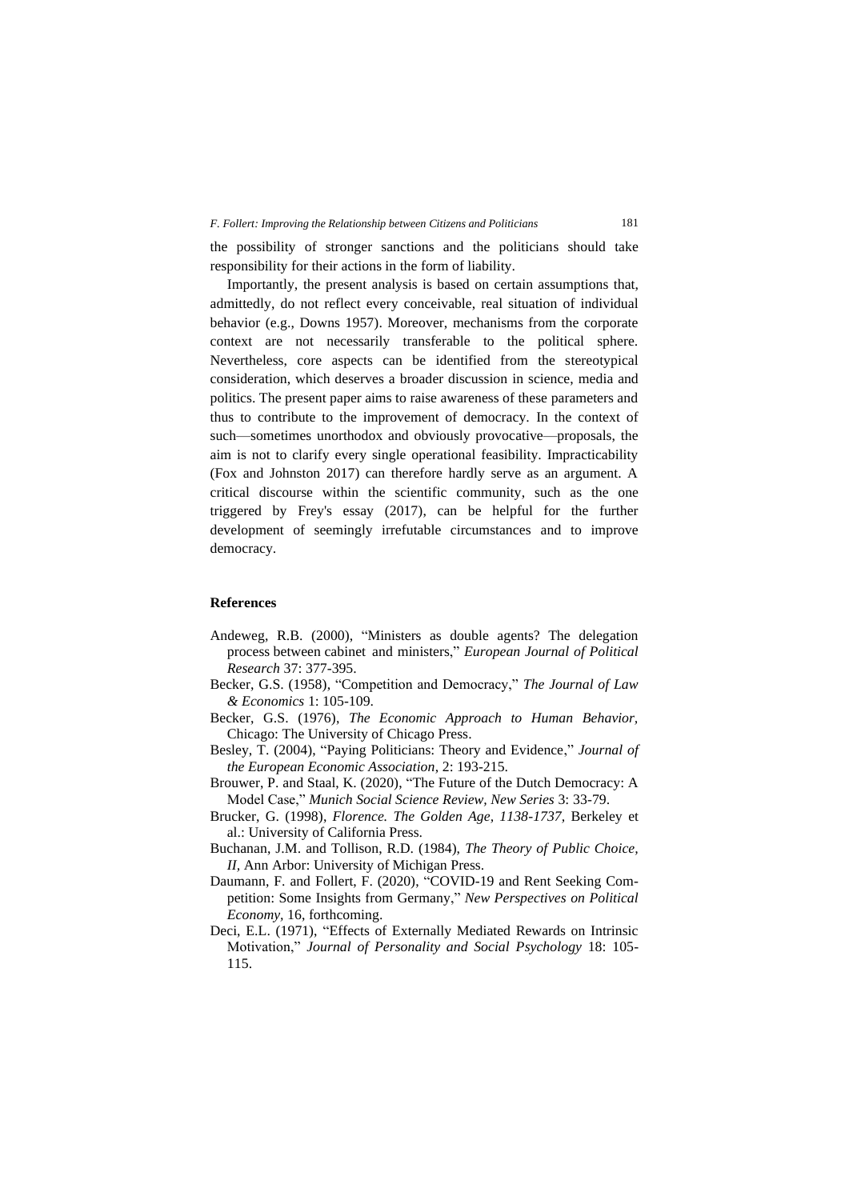the possibility of stronger sanctions and the politicians should take responsibility for their actions in the form of liability.

Importantly, the present analysis is based on certain assumptions that, admittedly, do not reflect every conceivable, real situation of individual behavior (e.g., Downs 1957). Moreover, mechanisms from the corporate context are not necessarily transferable to the political sphere. Nevertheless, core aspects can be identified from the stereotypical consideration, which deserves a broader discussion in science, media and politics. The present paper aims to raise awareness of these parameters and thus to contribute to the improvement of democracy. In the context of such—sometimes unorthodox and obviously provocative—proposals, the aim is not to clarify every single operational feasibility. Impracticability (Fox and Johnston 2017) can therefore hardly serve as an argument. A critical discourse within the scientific community, such as the one triggered by Frey's essay (2017), can be helpful for the further development of seemingly irrefutable circumstances and to improve democracy.

## References

Andeweg, R.B. (2000), "Ministers as double agents? The delegation process between cabinet and ministers," *European Journal of Political Research* 37: 377-395.

Becker, G.S. (1958), "Competition and Democracy," *The Journal of Law & Economics* 1: 105-109.

Becker, G.S. (1976), *The Economic Approach to Human Behavior*, Chicago: The University of Chicago Press.

Besley, T. (2004), "Paying Politicians: Theory and Evidence," *Journal of the European Economic Association*, 2: 193-215.

Brouwer, P. and Staal, K. (2020), "The Future of the Dutch Democracy: A Model Case," *Munich Social Science Review, New Series* 3: 33-79.

Brucker, G. (1998), *Florence. The Golden Age, 1138-1737*, Berkeley et al.: University of California Press.

Buchanan, J.M. and Tollison, R.D. (1984), *The Theory of Public Choice, II*, Ann Arbor: University of Michigan Press.

Daumann, F. and Follert, F. (2020), "COVID-19 and Rent Seeking Competition: Some Insights from Germany," *New Perspectives on Political Economy*, 16, forthcoming.

Deci, E.L. (1971), "Effects of Externally Mediated Rewards on Intrinsic Motivation," *Journal of Personality and Social Psychology* 18: 105-115.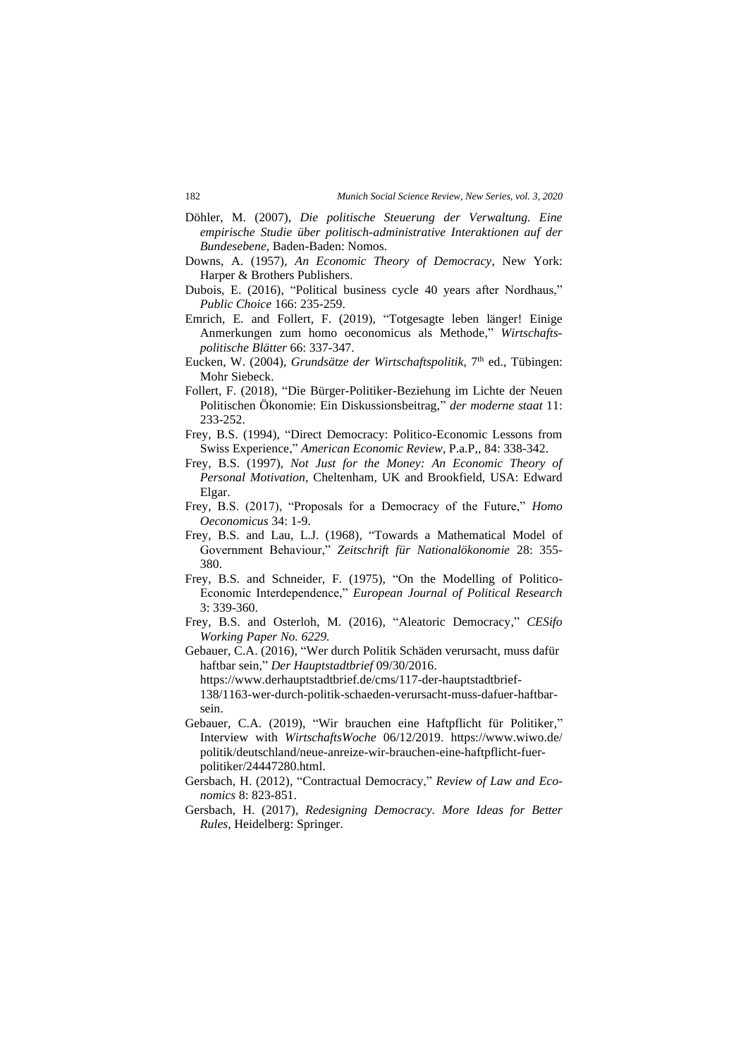Döhler, M. (2007), *Die politische Steuerung der Verwaltung. Eine empirische Studie über politisch-administrative Interaktionen auf der Bundesebene*, Baden-Baden: Nomos.

Downs, A. (1957), *An Economic Theory of Democracy*, New York: Harper & Brothers Publishers.

Dubois, E. (2016), "Political business cycle 40 years after Nordhaus," *Public Choice* 166: 235-259.

Emrich, E. and Follert, F. (2019), "Totgesagte leben länger! Einige Anmerkungen zum homo oeconomicus als Methode," *Wirtschafts-politische Blätter* 66: 337-347.

Eucken, W. (2004), *Grundsätze der Wirtschaftspolitik*, 7th ed., Tübingen: Mohr Siebeck.

Follert, F. (2018), "Die Bürger-Politiker-Beziehung im Lichte der Neuen Politischen Ökonomie: Ein Diskussionsbeitrag," *der moderne staat* 11: 233-252.

Frey, B.S. (1994), "Direct Democracy: Politico-Economic Lessons from Swiss Experience," *American Economic Review*, P.a.P,, 84: 338-342.

Frey, B.S. (1997), *Not Just for the Money: An Economic Theory of Personal Motivation*, Cheltenham, UK and Brookfield, USA: Edward Elgar.

Frey, B.S. (2017), "Proposals for a Democracy of the Future," *Homo Oeconomicus* 34: 1-9.

Frey, B.S. and Lau, L.J. (1968), "Towards a Mathematical Model of Government Behaviour," *Zeitschrift für Nationalökonomie* 28: 355-380.

Frey, B.S. and Schneider, F. (1975), "On the Modelling of Politico-Economic Interdependence," *European Journal of Political Research* 3: 339-360.

Frey, B.S. and Osterloh, M. (2016), "Aleatoric Democracy," *CESifo Working Paper No. 6229.*

Gebauer, C.A. (2016), "Wer durch Politik Schäden verursacht, muss dafür haftbar sein," *Der Hauptstadtbrief* 09/30/2016. https://www.derhauptstadtbrief.de/cms/117-der-hauptstadtbrief-138/1163-wer-durch-politik-schaeden-verursacht-muss-dafuer-haftbar-sein.

Gebauer, C.A. (2019), "Wir brauchen eine Haftpflicht für Politiker," Interview with *WirtschaftsWoche* 06/12/2019. https://www.wiwo.de/politik/deutschland/neue-anreize-wir-brauchen-eine-haftpflicht-fuer-politiker/24447280.html.

Gersbach, H. (2012), "Contractual Democracy," *Review of Law and Economics* 8: 823-851.

Gersbach, H. (2017), *Redesigning Democracy. More Ideas for Better Rules*, Heidelberg: Springer.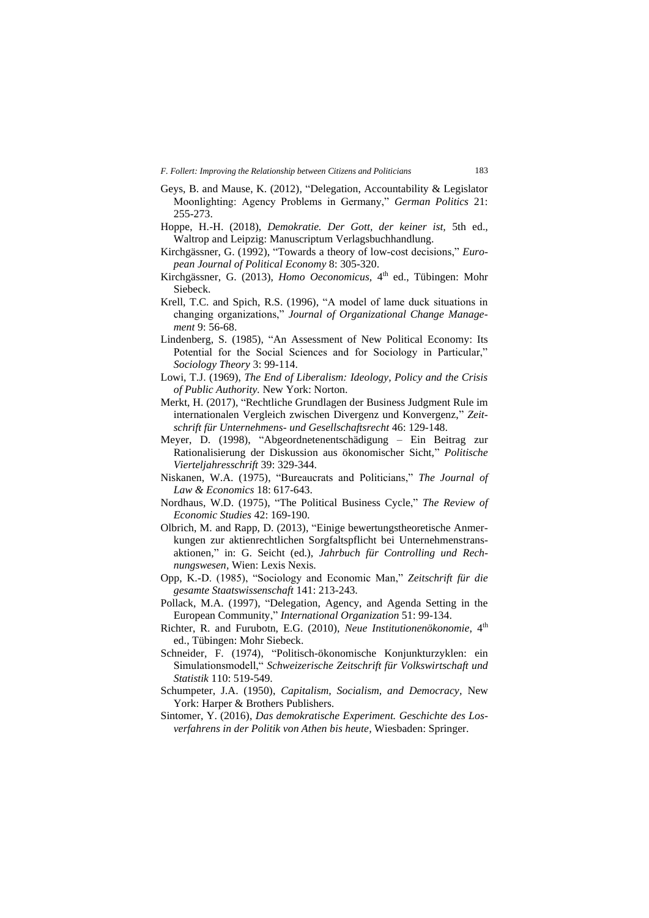Geys, B. and Mause, K. (2012), "Delegation, Accountability & Legislator Moonlighting: Agency Problems in Germany," *German Politics* 21: 255-273.

Hoppe, H.-H. (2018), *Demokratie. Der Gott, der keiner ist,* 5th ed., Waltrop and Leipzig: Manuscriptum Verlagsbuchhandlung.

Kirchgässner, G. (1992), "Towards a theory of low-cost decisions," *European Journal of Political Economy* 8: 305-320.

Kirchgässner, G. (2013), *Homo Oeconomicus,* 4th ed., Tübingen: Mohr Siebeck.

Krell, T.C. and Spich, R.S. (1996), "A model of lame duck situations in changing organizations," *Journal of Organizational Change Management* 9: 56-68.

Lindenberg, S. (1985), "An Assessment of New Political Economy: Its Potential for the Social Sciences and for Sociology in Particular," *Sociology Theory* 3: 99-114.

Lowi, T.J. (1969), *The End of Liberalism: Ideology, Policy and the Crisis of Public Authority.* New York: Norton.

Merkt, H. (2017), "Rechtliche Grundlagen der Business Judgment Rule im internationalen Vergleich zwischen Divergenz und Konvergenz," *Zeitschrift für Unternehmens- und Gesellschaftsrecht* 46: 129-148.

Meyer, D. (1998), "Abgeordnetenentschädigung – Ein Beitrag zur Rationalisierung der Diskussion aus ökonomischer Sicht," *Politische Vierteljahresschrift* 39: 329-344.

Niskanen, W.A. (1975), "Bureaucrats and Politicians," *The Journal of Law & Economics* 18: 617-643.

Nordhaus, W.D. (1975), "The Political Business Cycle," *The Review of Economic Studies* 42: 169-190.

Olbrich, M. and Rapp, D. (2013), "Einige bewertungstheoretische Anmerkungen zur aktienrechtlichen Sorgfaltspflicht bei Unternehmenstransaktionen," in: G. Seicht (ed.), *Jahrbuch für Controlling und Rechnungswesen,* Wien: Lexis Nexis.

Opp, K.-D. (1985), "Sociology and Economic Man," *Zeitschrift für die gesamte Staatswissenschaft* 141: 213-243.

Pollack, M.A. (1997), "Delegation, Agency, and Agenda Setting in the European Community," *International Organization* 51: 99-134.

Richter, R. and Furubotn, E.G. (2010), *Neue Institutionenökonomie,* 4th ed., Tübingen: Mohr Siebeck.

Schneider, F. (1974), "Politisch-ökonomische Konjunkturzyklen: ein Simulationsmodell," *Schweizerische Zeitschrift für Volkswirtschaft und Statistik* 110: 519-549.

Schumpeter, J.A. (1950), *Capitalism, Socialism, and Democracy,* New York: Harper & Brothers Publishers.

Sintomer, Y. (2016), *Das demokratische Experiment. Geschichte des Losverfahrens in der Politik von Athen bis heute,* Wiesbaden: Springer.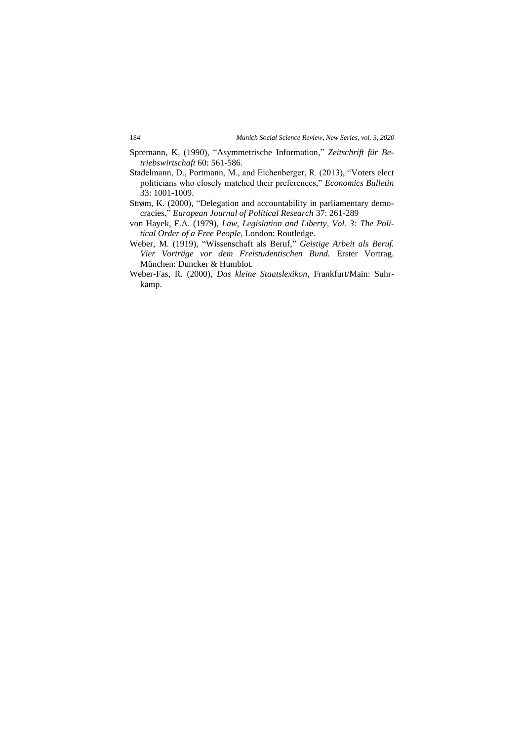Spremann, K, (1990), “Asymmetrische Information,” *Zeitschrift für Betriebswirtschaft* 60: 561-586.

Stadelmann, D., Portmann, M., and Eichenberger, R. (2013), “Voters elect politicians who closely matched their preferences,” *Economics Bulletin* 33: 1001-1009.

Strøm, K. (2000), “Delegation and accountability in parliamentary democracies,” *European Journal of Political Research* 37: 261-289

von Hayek, F.A. (1979), *Law, Legislation and Liberty, Vol. 3: The Political Order of a Free People,* London: Routledge.

Weber, M. (1919), “Wissenschaft als Beruf,” *Geistige Arbeit als Beruf. Vier Vorträge vor dem Freistudentischen Bund.* Erster Vortrag. München: Duncker & Humblot.

Weber-Fas, R. (2000), *Das kleine Staatslexikon,* Frankfurt/Main: Suhrkamp.